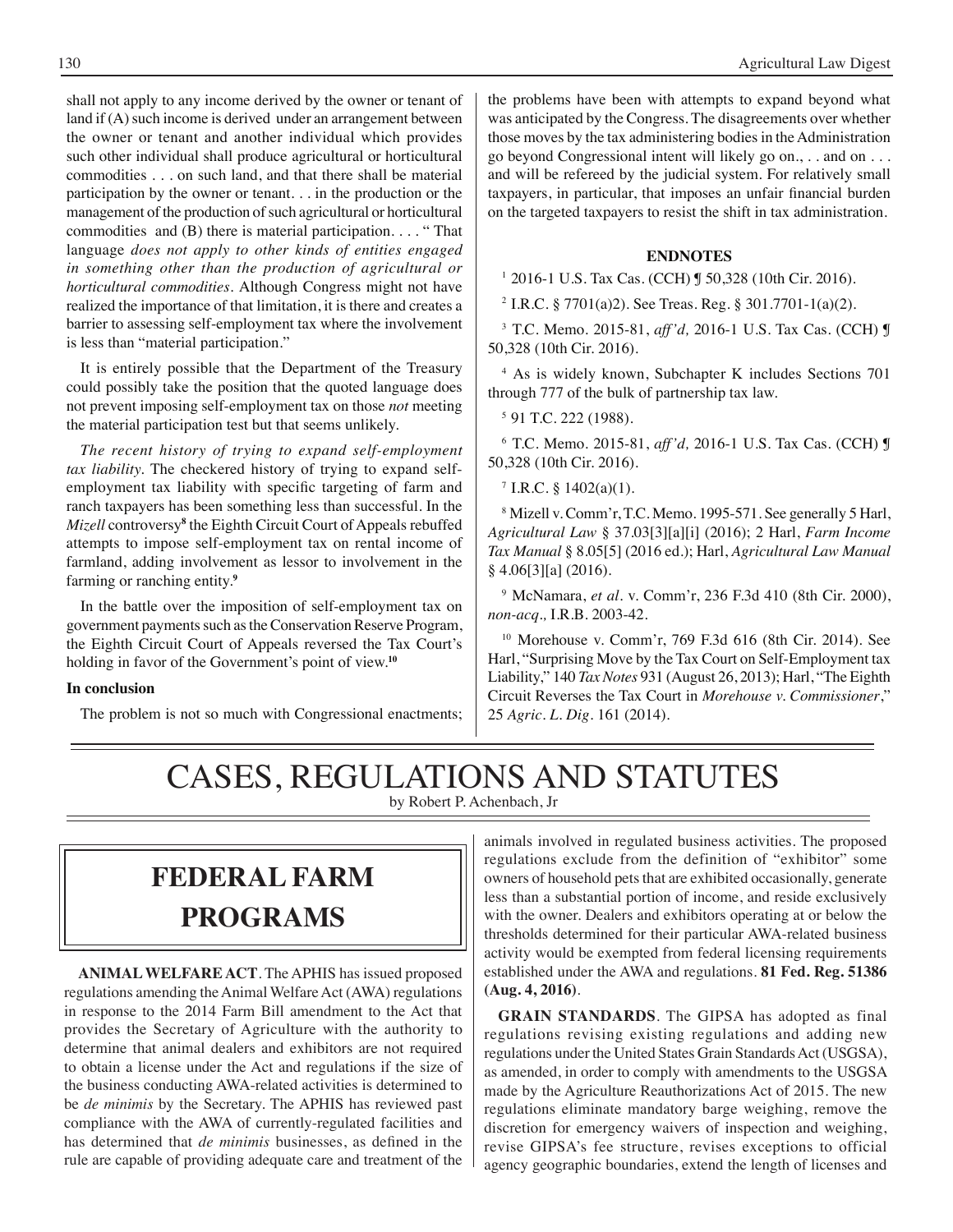shall not apply to any income derived by the owner or tenant of land if (A) such income is derived under an arrangement between the owner or tenant and another individual which provides such other individual shall produce agricultural or horticultural commodities . . . on such land, and that there shall be material participation by the owner or tenant. . . in the production or the management of the production of such agricultural or horticultural commodities and (B) there is material participation. . . . " That language *does not apply to other kinds of entities engaged in something other than the production of agricultural or horticultural commodities*. Although Congress might not have realized the importance of that limitation, it is there and creates a barrier to assessing self-employment tax where the involvement is less than "material participation."

It is entirely possible that the Department of the Treasury could possibly take the position that the quoted language does not prevent imposing self-employment tax on those *not* meeting the material participation test but that seems unlikely.

*The recent history of trying to expand self-employment tax liability.* The checkered history of trying to expand self-employment tax liability with specific targeting of farm and ranch taxpayers has been something less than successful. In the *Mizell* controversy[8] the Eighth Circuit Court of Appeals rebuffed attempts to impose self-employment tax on rental income of farmland, adding involvement as lessor to involvement in the farming or ranching entity.[9]

In the battle over the imposition of self-employment tax on government payments such as the Conservation Reserve Program, the Eighth Circuit Court of Appeals reversed the Tax Court's holding in favor of the Government's point of view.[10]

**In conclusion**

The problem is not so much with Congressional enactments; the problems have been with attempts to expand beyond what was anticipated by the Congress. The disagreements over whether those moves by the tax administering bodies in the Administration go beyond Congressional intent will likely go on., . . and on . . . and will be refereed by the judicial system. For relatively small taxpayers, in particular, that imposes an unfair financial burden on the targeted taxpayers to resist the shift in tax administration.

**ENDNOTES**

[1] 2016-1 U.S. Tax Cas. (CCH) ¶ 50,328 (10th Cir. 2016).

[2] I.R.C. § 7701(a)2). See Treas. Reg. § 301.7701-1(a)(2).

[3] T.C. Memo. 2015-81, *aff'd,* 2016-1 U.S. Tax Cas. (CCH) ¶ 50,328 (10th Cir. 2016).

[4] As is widely known, Subchapter K includes Sections 701 through 777 of the bulk of partnership tax law.

[5] 91 T.C. 222 (1988).

[6] T.C. Memo. 2015-81, *aff'd,* 2016-1 U.S. Tax Cas. (CCH) ¶ 50,328 (10th Cir. 2016).

[7] I.R.C. § 1402(a)(1).

[8] Mizell v. Comm'r, T.C. Memo. 1995-571. See generally 5 Harl, *Agricultural Law* § 37.03[3][a][i] (2016); 2 Harl, *Farm Income Tax Manual* § 8.05[5] (2016 ed.); Harl, *Agricultural Law Manual* § 4.06[3][a] (2016).

[9] McNamara, *et al.* v. Comm'r, 236 F.3d 410 (8th Cir. 2000), *non-acq.,* I.R.B. 2003-42.

[10] Morehouse v. Comm'r, 769 F.3d 616 (8th Cir. 2014). See Harl, "Surprising Move by the Tax Court on Self-Employment tax Liability," 140 *Tax Notes* 931 (August 26, 2013); Harl, "The Eighth Circuit Reverses the Tax Court in *Morehouse v. Commissioner*," 25 *Agric. L. Dig.* 161 (2014).

# CASES, REGULATIONS AND STATUTES

by Robert P. Achenbach, Jr

## FEDERAL FARM PROGRAMS

**ANIMAL WELFARE ACT**. The APHIS has issued proposed regulations amending the Animal Welfare Act (AWA) regulations in response to the 2014 Farm Bill amendment to the Act that provides the Secretary of Agriculture with the authority to determine that animal dealers and exhibitors are not required to obtain a license under the Act and regulations if the size of the business conducting AWA-related activities is determined to be *de minimis* by the Secretary. The APHIS has reviewed past compliance with the AWA of currently-regulated facilities and has determined that *de minimis* businesses, as defined in the rule are capable of providing adequate care and treatment of the animals involved in regulated business activities. The proposed regulations exclude from the definition of "exhibitor" some owners of household pets that are exhibited occasionally, generate less than a substantial portion of income, and reside exclusively with the owner. Dealers and exhibitors operating at or below the thresholds determined for their particular AWA-related business activity would be exempted from federal licensing requirements established under the AWA and regulations. **81 Fed. Reg. 51386 (Aug. 4, 2016)**.

**GRAIN STANDARDS**. The GIPSA has adopted as final regulations revising existing regulations and adding new regulations under the United States Grain Standards Act (USGSA), as amended, in order to comply with amendments to the USGSA made by the Agriculture Reauthorizations Act of 2015. The new regulations eliminate mandatory barge weighing, remove the discretion for emergency waivers of inspection and weighing, revise GIPSA's fee structure, revises exceptions to official agency geographic boundaries, extend the length of licenses and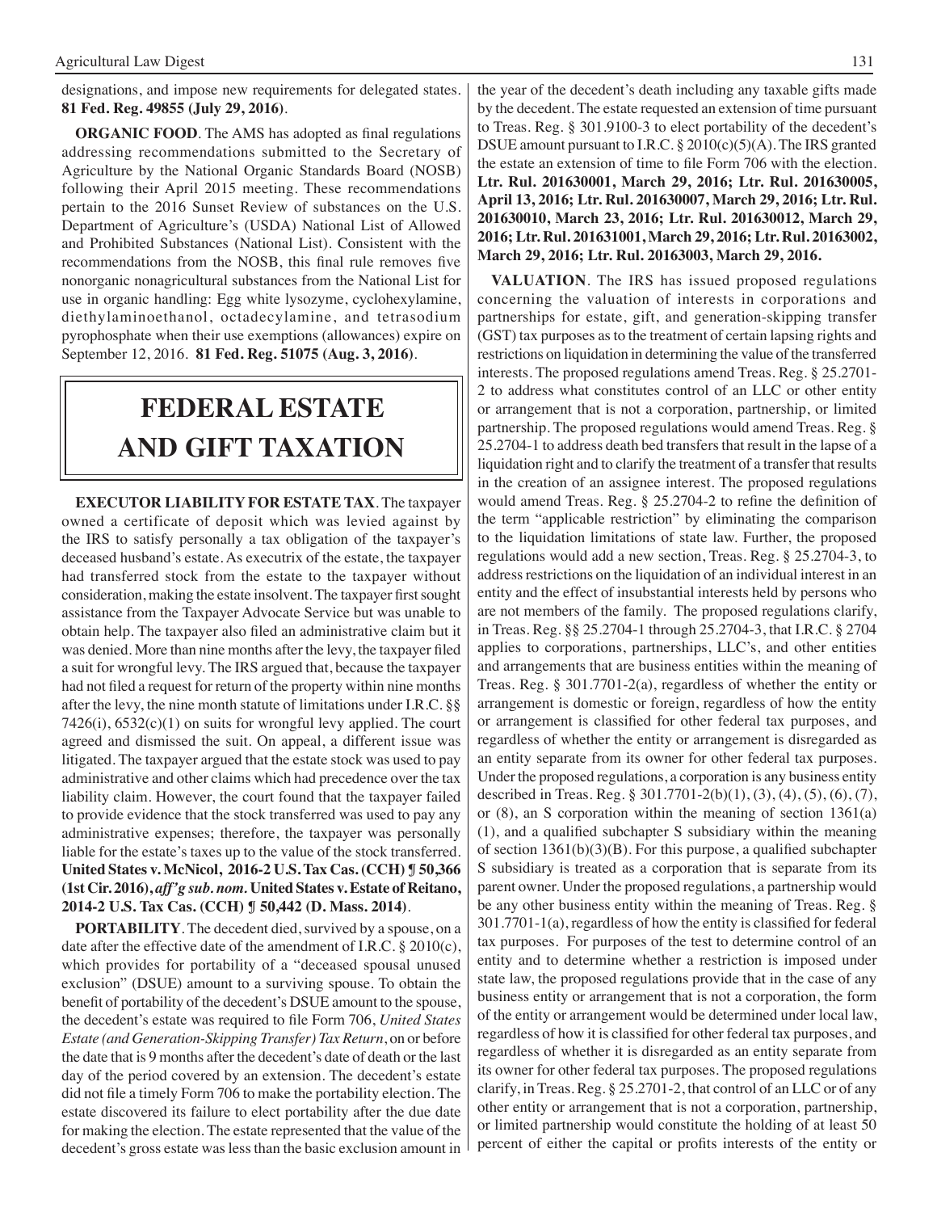designations, and impose new requirements for delegated states. **81 Fed. Reg. 49855 (July 29, 2016)**.

**ORGANIC FOOD**. The AMS has adopted as final regulations addressing recommendations submitted to the Secretary of Agriculture by the National Organic Standards Board (NOSB) following their April 2015 meeting. These recommendations pertain to the 2016 Sunset Review of substances on the U.S. Department of Agriculture's (USDA) National List of Allowed and Prohibited Substances (National List). Consistent with the recommendations from the NOSB, this final rule removes five nonorganic nonagricultural substances from the National List for use in organic handling: Egg white lysozyme, cyclohexylamine, diethylaminoethanol, octadecylamine, and tetrasodium pyrophosphate when their use exemptions (allowances) expire on September 12, 2016. **81 Fed. Reg. 51075 (Aug. 3, 2016)**.

# FEDERAL ESTATE AND GIFT TAXATION

**EXECUTOR LIABILITY FOR ESTATE TAX**. The taxpayer owned a certificate of deposit which was levied against by the IRS to satisfy personally a tax obligation of the taxpayer's deceased husband's estate. As executrix of the estate, the taxpayer had transferred stock from the estate to the taxpayer without consideration, making the estate insolvent. The taxpayer first sought assistance from the Taxpayer Advocate Service but was unable to obtain help. The taxpayer also filed an administrative claim but it was denied. More than nine months after the levy, the taxpayer filed a suit for wrongful levy. The IRS argued that, because the taxpayer had not filed a request for return of the property within nine months after the levy, the nine month statute of limitations under I.R.C. §§ 7426(i), 6532(c)(1) on suits for wrongful levy applied. The court agreed and dismissed the suit. On appeal, a different issue was litigated. The taxpayer argued that the estate stock was used to pay administrative and other claims which had precedence over the tax liability claim. However, the court found that the taxpayer failed to provide evidence that the stock transferred was used to pay any administrative expenses; therefore, the taxpayer was personally liable for the estate's taxes up to the value of the stock transferred. **United States v. McNicol, 2016-2 U.S. Tax Cas. (CCH) ¶ 50,366 (1st Cir. 2016), *aff'g sub. nom.* United States v. Estate of Reitano, 2014-2 U.S. Tax Cas. (CCH) ¶ 50,442 (D. Mass. 2014)**.

**PORTABILITY**. The decedent died, survived by a spouse, on a date after the effective date of the amendment of I.R.C. § 2010(c), which provides for portability of a "deceased spousal unused exclusion" (DSUE) amount to a surviving spouse. To obtain the benefit of portability of the decedent's DSUE amount to the spouse, the decedent's estate was required to file Form 706, *United States Estate (and Generation-Skipping Transfer) Tax Return*, on or before the date that is 9 months after the decedent's date of death or the last day of the period covered by an extension. The decedent's estate did not file a timely Form 706 to make the portability election. The estate discovered its failure to elect portability after the due date for making the election. The estate represented that the value of the decedent's gross estate was less than the basic exclusion amount in the year of the decedent's death including any taxable gifts made by the decedent. The estate requested an extension of time pursuant to Treas. Reg. § 301.9100-3 to elect portability of the decedent's DSUE amount pursuant to I.R.C. § 2010(c)(5)(A). The IRS granted the estate an extension of time to file Form 706 with the election. **Ltr. Rul. 201630001, March 29, 2016; Ltr. Rul. 201630005, April 13, 2016; Ltr. Rul. 201630007, March 29, 2016; Ltr. Rul. 201630010, March 23, 2016; Ltr. Rul. 201630012, March 29, 2016; Ltr. Rul. 201631001, March 29, 2016; Ltr. Rul. 20163002, March 29, 2016; Ltr. Rul. 20163003, March 29, 2016.**

**VALUATION**. The IRS has issued proposed regulations concerning the valuation of interests in corporations and partnerships for estate, gift, and generation-skipping transfer (GST) tax purposes as to the treatment of certain lapsing rights and restrictions on liquidation in determining the value of the transferred interests. The proposed regulations amend Treas. Reg. § 25.2701-2 to address what constitutes control of an LLC or other entity or arrangement that is not a corporation, partnership, or limited partnership. The proposed regulations would amend Treas. Reg. § 25.2704-1 to address death bed transfers that result in the lapse of a liquidation right and to clarify the treatment of a transfer that results in the creation of an assignee interest. The proposed regulations would amend Treas. Reg. § 25.2704-2 to refine the definition of the term "applicable restriction" by eliminating the comparison to the liquidation limitations of state law. Further, the proposed regulations would add a new section, Treas. Reg. § 25.2704-3, to address restrictions on the liquidation of an individual interest in an entity and the effect of insubstantial interests held by persons who are not members of the family. The proposed regulations clarify, in Treas. Reg. §§ 25.2704-1 through 25.2704-3, that I.R.C. § 2704 applies to corporations, partnerships, LLC's, and other entities and arrangements that are business entities within the meaning of Treas. Reg. § 301.7701-2(a), regardless of whether the entity or arrangement is domestic or foreign, regardless of how the entity or arrangement is classified for other federal tax purposes, and regardless of whether the entity or arrangement is disregarded as an entity separate from its owner for other federal tax purposes. Under the proposed regulations, a corporation is any business entity described in Treas. Reg. § 301.7701-2(b)(1), (3), (4), (5), (6), (7), or (8), an S corporation within the meaning of section 1361(a)(1), and a qualified subchapter S subsidiary within the meaning of section 1361(b)(3)(B). For this purpose, a qualified subchapter S subsidiary is treated as a corporation that is separate from its parent owner. Under the proposed regulations, a partnership would be any other business entity within the meaning of Treas. Reg. § 301.7701-1(a), regardless of how the entity is classified for federal tax purposes. For purposes of the test to determine control of an entity and to determine whether a restriction is imposed under state law, the proposed regulations provide that in the case of any business entity or arrangement that is not a corporation, the form of the entity or arrangement would be determined under local law, regardless of how it is classified for other federal tax purposes, and regardless of whether it is disregarded as an entity separate from its owner for other federal tax purposes. The proposed regulations clarify, in Treas. Reg. § 25.2701-2, that control of an LLC or of any other entity or arrangement that is not a corporation, partnership, or limited partnership would constitute the holding of at least 50 percent of either the capital or profits interests of the entity or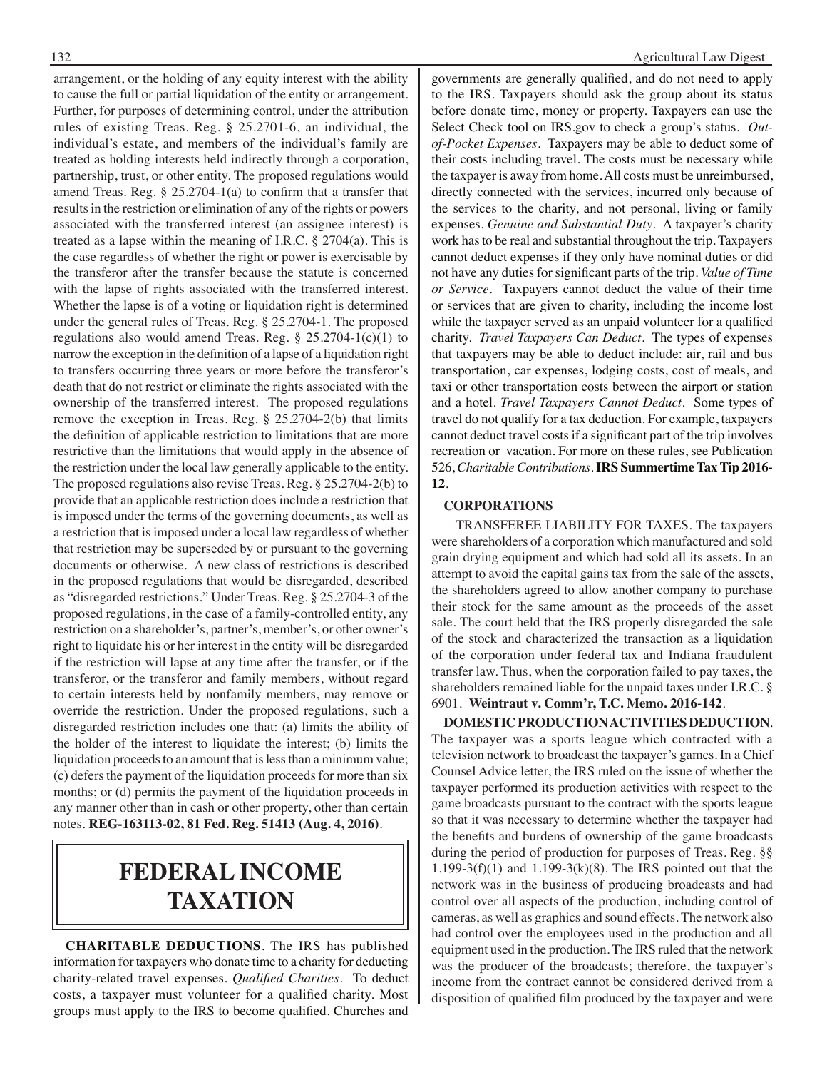arrangement, or the holding of any equity interest with the ability to cause the full or partial liquidation of the entity or arrangement. Further, for purposes of determining control, under the attribution rules of existing Treas. Reg. § 25.2701-6, an individual, the individual's estate, and members of the individual's family are treated as holding interests held indirectly through a corporation, partnership, trust, or other entity. The proposed regulations would amend Treas. Reg. § 25.2704-1(a) to confirm that a transfer that results in the restriction or elimination of any of the rights or powers associated with the transferred interest (an assignee interest) is treated as a lapse within the meaning of I.R.C. § 2704(a). This is the case regardless of whether the right or power is exercisable by the transferor after the transfer because the statute is concerned with the lapse of rights associated with the transferred interest. Whether the lapse is of a voting or liquidation right is determined under the general rules of Treas. Reg. § 25.2704-1. The proposed regulations also would amend Treas. Reg. § 25.2704-1(c)(1) to narrow the exception in the definition of a lapse of a liquidation right to transfers occurring three years or more before the transferor's death that do not restrict or eliminate the rights associated with the ownership of the transferred interest. The proposed regulations remove the exception in Treas. Reg. § 25.2704-2(b) that limits the definition of applicable restriction to limitations that are more restrictive than the limitations that would apply in the absence of the restriction under the local law generally applicable to the entity. The proposed regulations also revise Treas. Reg. § 25.2704-2(b) to provide that an applicable restriction does include a restriction that is imposed under the terms of the governing documents, as well as a restriction that is imposed under a local law regardless of whether that restriction may be superseded by or pursuant to the governing documents or otherwise. A new class of restrictions is described in the proposed regulations that would be disregarded, described as "disregarded restrictions." Under Treas. Reg. § 25.2704-3 of the proposed regulations, in the case of a family-controlled entity, any restriction on a shareholder's, partner's, member's, or other owner's right to liquidate his or her interest in the entity will be disregarded if the restriction will lapse at any time after the transfer, or if the transferor, or the transferor and family members, without regard to certain interests held by nonfamily members, may remove or override the restriction. Under the proposed regulations, such a disregarded restriction includes one that: (a) limits the ability of the holder of the interest to liquidate the interest; (b) limits the liquidation proceeds to an amount that is less than a minimum value; (c) defers the payment of the liquidation proceeds for more than six months; or (d) permits the payment of the liquidation proceeds in any manner other than in cash or other property, other than certain notes. **REG-163113-02, 81 Fed. Reg. 51413 (Aug. 4, 2016)**.

# FEDERAL INCOME TAXATION

**CHARITABLE DEDUCTIONS**. The IRS has published information for taxpayers who donate time to a charity for deducting charity-related travel expenses. *Qualified Charities*. To deduct costs, a taxpayer must volunteer for a qualified charity. Most groups must apply to the IRS to become qualified. Churches and governments are generally qualified, and do not need to apply to the IRS. Taxpayers should ask the group about its status before donate time, money or property. Taxpayers can use the Select Check tool on IRS.gov to check a group's status. *Out-of-Pocket Expenses*. Taxpayers may be able to deduct some of their costs including travel. The costs must be necessary while the taxpayer is away from home. All costs must be unreimbursed, directly connected with the services, incurred only because of the services to the charity, and not personal, living or family expenses. *Genuine and Substantial Duty*. A taxpayer's charity work has to be real and substantial throughout the trip. Taxpayers cannot deduct expenses if they only have nominal duties or did not have any duties for significant parts of the trip. *Value of Time or Service*. Taxpayers cannot deduct the value of their time or services that are given to charity, including the income lost while the taxpayer served as an unpaid volunteer for a qualified charity. *Travel Taxpayers Can Deduct*. The types of expenses that taxpayers may be able to deduct include: air, rail and bus transportation, car expenses, lodging costs, cost of meals, and taxi or other transportation costs between the airport or station and a hotel. *Travel Taxpayers Cannot Deduct*. Some types of travel do not qualify for a tax deduction. For example, taxpayers cannot deduct travel costs if a significant part of the trip involves recreation or vacation. For more on these rules, see Publication 526, *Charitable Contributions*. **IRS Summertime Tax Tip 2016-12**.

## CORPORATIONS

TRANSFEREE LIABILITY FOR TAXES. The taxpayers were shareholders of a corporation which manufactured and sold grain drying equipment and which had sold all its assets. In an attempt to avoid the capital gains tax from the sale of the assets, the shareholders agreed to allow another company to purchase their stock for the same amount as the proceeds of the asset sale. The court held that the IRS properly disregarded the sale of the stock and characterized the transaction as a liquidation of the corporation under federal tax and Indiana fraudulent transfer law. Thus, when the corporation failed to pay taxes, the shareholders remained liable for the unpaid taxes under I.R.C. § 6901. **Weintraut v. Comm'r, T.C. Memo. 2016-142**.

**DOMESTIC PRODUCTION ACTIVITIES DEDUCTION**. The taxpayer was a sports league which contracted with a television network to broadcast the taxpayer's games. In a Chief Counsel Advice letter, the IRS ruled on the issue of whether the taxpayer performed its production activities with respect to the game broadcasts pursuant to the contract with the sports league so that it was necessary to determine whether the taxpayer had the benefits and burdens of ownership of the game broadcasts during the period of production for purposes of Treas. Reg. §§ 1.199-3(f)(1) and 1.199-3(k)(8). The IRS pointed out that the network was in the business of producing broadcasts and had control over all aspects of the production, including control of cameras, as well as graphics and sound effects. The network also had control over the employees used in the production and all equipment used in the production. The IRS ruled that the network was the producer of the broadcasts; therefore, the taxpayer's income from the contract cannot be considered derived from a disposition of qualified film produced by the taxpayer and were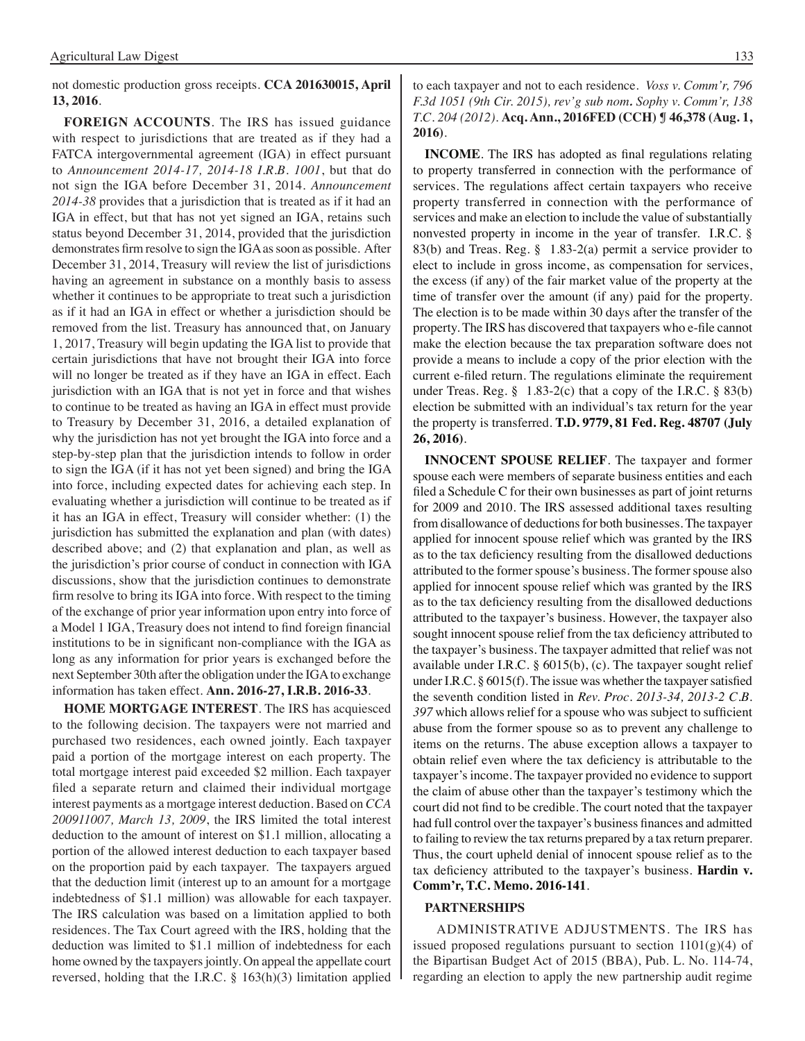not domestic production gross receipts. **CCA 201630015, April 13, 2016**.

**FOREIGN ACCOUNTS**. The IRS has issued guidance with respect to jurisdictions that are treated as if they had a FATCA intergovernmental agreement (IGA) in effect pursuant to *Announcement 2014-17, 2014-18 I.R.B. 1001*, but that do not sign the IGA before December 31, 2014. *Announcement 2014-38* provides that a jurisdiction that is treated as if it had an IGA in effect, but that has not yet signed an IGA, retains such status beyond December 31, 2014, provided that the jurisdiction demonstrates firm resolve to sign the IGA as soon as possible. After December 31, 2014, Treasury will review the list of jurisdictions having an agreement in substance on a monthly basis to assess whether it continues to be appropriate to treat such a jurisdiction as if it had an IGA in effect or whether a jurisdiction should be removed from the list. Treasury has announced that, on January 1, 2017, Treasury will begin updating the IGA list to provide that certain jurisdictions that have not brought their IGA into force will no longer be treated as if they have an IGA in effect. Each jurisdiction with an IGA that is not yet in force and that wishes to continue to be treated as having an IGA in effect must provide to Treasury by December 31, 2016, a detailed explanation of why the jurisdiction has not yet brought the IGA into force and a step-by-step plan that the jurisdiction intends to follow in order to sign the IGA (if it has not yet been signed) and bring the IGA into force, including expected dates for achieving each step. In evaluating whether a jurisdiction will continue to be treated as if it has an IGA in effect, Treasury will consider whether: (1) the jurisdiction has submitted the explanation and plan (with dates) described above; and (2) that explanation and plan, as well as the jurisdiction's prior course of conduct in connection with IGA discussions, show that the jurisdiction continues to demonstrate firm resolve to bring its IGA into force. With respect to the timing of the exchange of prior year information upon entry into force of a Model 1 IGA, Treasury does not intend to find foreign financial institutions to be in significant non-compliance with the IGA as long as any information for prior years is exchanged before the next September 30th after the obligation under the IGA to exchange information has taken effect. **Ann. 2016-27, I.R.B. 2016-33**.

**HOME MORTGAGE INTEREST**. The IRS has acquiesced to the following decision. The taxpayers were not married and purchased two residences, each owned jointly. Each taxpayer paid a portion of the mortgage interest on each property. The total mortgage interest paid exceeded $2 million. Each taxpayer filed a separate return and claimed their individual mortgage interest payments as a mortgage interest deduction. Based on *CCA 200911007, March 13, 2009*, the IRS limited the total interest deduction to the amount of interest on $1.1 million, allocating a portion of the allowed interest deduction to each taxpayer based on the proportion paid by each taxpayer. The taxpayers argued that the deduction limit (interest up to an amount for a mortgage indebtedness of $1.1 million) was allowable for each taxpayer. The IRS calculation was based on a limitation applied to both residences. The Tax Court agreed with the IRS, holding that the deduction was limited to $1.1 million of indebtedness for each home owned by the taxpayers jointly. On appeal the appellate court reversed, holding that the I.R.C. § 163(h)(3) limitation applied to each taxpayer and not to each residence. *Voss v. Comm'r, 796 F.3d 1051 (9th Cir. 2015), rev'g sub nom. Sophy v. Comm'r, 138 T.C. 204 (2012)*. **Acq. Ann., 2016FED (CCH) ¶ 46,378 (Aug. 1, 2016)**.

**INCOME**. The IRS has adopted as final regulations relating to property transferred in connection with the performance of services. The regulations affect certain taxpayers who receive property transferred in connection with the performance of services and make an election to include the value of substantially nonvested property in income in the year of transfer. I.R.C. § 83(b) and Treas. Reg. § 1.83-2(a) permit a service provider to elect to include in gross income, as compensation for services, the excess (if any) of the fair market value of the property at the time of transfer over the amount (if any) paid for the property. The election is to be made within 30 days after the transfer of the property. The IRS has discovered that taxpayers who e-file cannot make the election because the tax preparation software does not provide a means to include a copy of the prior election with the current e-filed return. The regulations eliminate the requirement under Treas. Reg. § 1.83-2(c) that a copy of the I.R.C. § 83(b) election be submitted with an individual's tax return for the year the property is transferred. **T.D. 9779, 81 Fed. Reg. 48707 (July 26, 2016)**.

**INNOCENT SPOUSE RELIEF**. The taxpayer and former spouse each were members of separate business entities and each filed a Schedule C for their own businesses as part of joint returns for 2009 and 2010. The IRS assessed additional taxes resulting from disallowance of deductions for both businesses. The taxpayer applied for innocent spouse relief which was granted by the IRS as to the tax deficiency resulting from the disallowed deductions attributed to the former spouse's business. The former spouse also applied for innocent spouse relief which was granted by the IRS as to the tax deficiency resulting from the disallowed deductions attributed to the taxpayer's business. However, the taxpayer also sought innocent spouse relief from the tax deficiency attributed to the taxpayer's business. The taxpayer admitted that relief was not available under I.R.C. § 6015(b), (c). The taxpayer sought relief under I.R.C. § 6015(f). The issue was whether the taxpayer satisfied the seventh condition listed in *Rev. Proc. 2013-34, 2013-2 C.B. 397* which allows relief for a spouse who was subject to sufficient abuse from the former spouse so as to prevent any challenge to items on the returns. The abuse exception allows a taxpayer to obtain relief even where the tax deficiency is attributable to the taxpayer's income. The taxpayer provided no evidence to support the claim of abuse other than the taxpayer's testimony which the court did not find to be credible. The court noted that the taxpayer had full control over the taxpayer's business finances and admitted to failing to review the tax returns prepared by a tax return preparer. Thus, the court upheld denial of innocent spouse relief as to the tax deficiency attributed to the taxpayer's business. **Hardin v. Comm'r, T.C. Memo. 2016-141**.

**PARTNERSHIPS**

ADMINISTRATIVE ADJUSTMENTS. The IRS has issued proposed regulations pursuant to section 1101(g)(4) of the Bipartisan Budget Act of 2015 (BBA), Pub. L. No. 114-74, regarding an election to apply the new partnership audit regime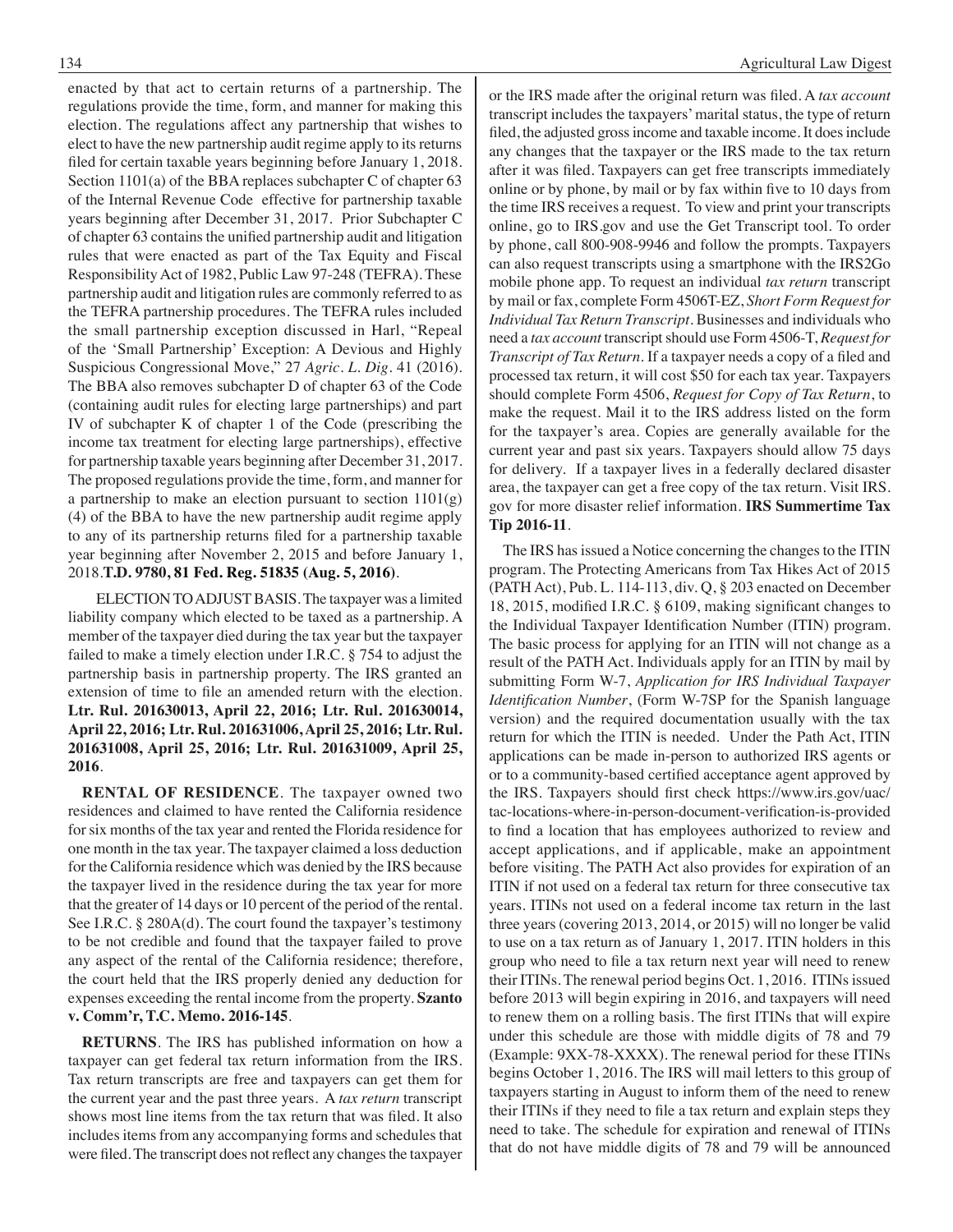enacted by that act to certain returns of a partnership. The regulations provide the time, form, and manner for making this election. The regulations affect any partnership that wishes to elect to have the new partnership audit regime apply to its returns filed for certain taxable years beginning before January 1, 2018. Section 1101(a) of the BBA replaces subchapter C of chapter 63 of the Internal Revenue Code effective for partnership taxable years beginning after December 31, 2017. Prior Subchapter C of chapter 63 contains the unified partnership audit and litigation rules that were enacted as part of the Tax Equity and Fiscal Responsibility Act of 1982, Public Law 97-248 (TEFRA). These partnership audit and litigation rules are commonly referred to as the TEFRA partnership procedures. The TEFRA rules included the small partnership exception discussed in Harl, "Repeal of the 'Small Partnership' Exception: A Devious and Highly Suspicious Congressional Move," 27 *Agric. L. Dig.* 41 (2016). The BBA also removes subchapter D of chapter 63 of the Code (containing audit rules for electing large partnerships) and part IV of subchapter K of chapter 1 of the Code (prescribing the income tax treatment for electing large partnerships), effective for partnership taxable years beginning after December 31, 2017. The proposed regulations provide the time, form, and manner for a partnership to make an election pursuant to section 1101(g)(4) of the BBA to have the new partnership audit regime apply to any of its partnership returns filed for a partnership taxable year beginning after November 2, 2015 and before January 1, 2018. **T.D. 9780, 81 Fed. Reg. 51835 (Aug. 5, 2016)**.

ELECTION TO ADJUST BASIS. The taxpayer was a limited liability company which elected to be taxed as a partnership. A member of the taxpayer died during the tax year but the taxpayer failed to make a timely election under I.R.C. § 754 to adjust the partnership basis in partnership property. The IRS granted an extension of time to file an amended return with the election. **Ltr. Rul. 201630013, April 22, 2016; Ltr. Rul. 201630014, April 22, 2016; Ltr. Rul. 201631006, April 25, 2016; Ltr. Rul. 201631008, April 25, 2016; Ltr. Rul. 201631009, April 25, 2016**.

**RENTAL OF RESIDENCE**. The taxpayer owned two residences and claimed to have rented the California residence for six months of the tax year and rented the Florida residence for one month in the tax year. The taxpayer claimed a loss deduction for the California residence which was denied by the IRS because the taxpayer lived in the residence during the tax year for more that the greater of 14 days or 10 percent of the period of the rental. See I.R.C. § 280A(d). The court found the taxpayer's testimony to be not credible and found that the taxpayer failed to prove any aspect of the rental of the California residence; therefore, the court held that the IRS properly denied any deduction for expenses exceeding the rental income from the property. **Szanto v. Comm'r, T.C. Memo. 2016-145**.

**RETURNS**. The IRS has published information on how a taxpayer can get federal tax return information from the IRS. Tax return transcripts are free and taxpayers can get them for the current year and the past three years. A *tax return* transcript shows most line items from the tax return that was filed. It also includes items from any accompanying forms and schedules that were filed. The transcript does not reflect any changes the taxpayer or the IRS made after the original return was filed. A *tax account* transcript includes the taxpayers' marital status, the type of return filed, the adjusted gross income and taxable income. It does include any changes that the taxpayer or the IRS made to the tax return after it was filed. Taxpayers can get free transcripts immediately online or by phone, by mail or by fax within five to 10 days from the time IRS receives a request. To view and print your transcripts online, go to IRS.gov and use the Get Transcript tool. To order by phone, call 800-908-9946 and follow the prompts. Taxpayers can also request transcripts using a smartphone with the IRS2Go mobile phone app. To request an individual *tax return* transcript by mail or fax, complete Form 4506T-EZ, *Short Form Request for Individual Tax Return Transcript*. Businesses and individuals who need a *tax account* transcript should use Form 4506-T, *Request for Transcript of Tax Return*. If a taxpayer needs a copy of a filed and processed tax return, it will cost $50 for each tax year. Taxpayers should complete Form 4506, *Request for Copy of Tax Return*, to make the request. Mail it to the IRS address listed on the form for the taxpayer's area. Copies are generally available for the current year and past six years. Taxpayers should allow 75 days for delivery. If a taxpayer lives in a federally declared disaster area, the taxpayer can get a free copy of the tax return. Visit IRS.gov for more disaster relief information. **IRS Summertime Tax Tip 2016-11**.

The IRS has issued a Notice concerning the changes to the ITIN program. The Protecting Americans from Tax Hikes Act of 2015 (PATH Act), Pub. L. 114-113, div. Q, § 203 enacted on December 18, 2015, modified I.R.C. § 6109, making significant changes to the Individual Taxpayer Identification Number (ITIN) program. The basic process for applying for an ITIN will not change as a result of the PATH Act. Individuals apply for an ITIN by mail by submitting Form W-7, *Application for IRS Individual Taxpayer Identification Number*, (Form W-7SP for the Spanish language version) and the required documentation usually with the tax return for which the ITIN is needed. Under the Path Act, ITIN applications can be made in-person to authorized IRS agents or or to a community-based certified acceptance agent approved by the IRS. Taxpayers should first check https://www.irs.gov/uac/tac-locations-where-in-person-document-verification-is-provided to find a location that has employees authorized to review and accept applications, and if applicable, make an appointment before visiting. The PATH Act also provides for expiration of an ITIN if not used on a federal tax return for three consecutive tax years. ITINs not used on a federal income tax return in the last three years (covering 2013, 2014, or 2015) will no longer be valid to use on a tax return as of January 1, 2017. ITIN holders in this group who need to file a tax return next year will need to renew their ITINs. The renewal period begins Oct. 1, 2016. ITINs issued before 2013 will begin expiring in 2016, and taxpayers will need to renew them on a rolling basis. The first ITINs that will expire under this schedule are those with middle digits of 78 and 79 (Example: 9XX-78-XXXX). The renewal period for these ITINs begins October 1, 2016. The IRS will mail letters to this group of taxpayers starting in August to inform them of the need to renew their ITINs if they need to file a tax return and explain steps they need to take. The schedule for expiration and renewal of ITINs that do not have middle digits of 78 and 79 will be announced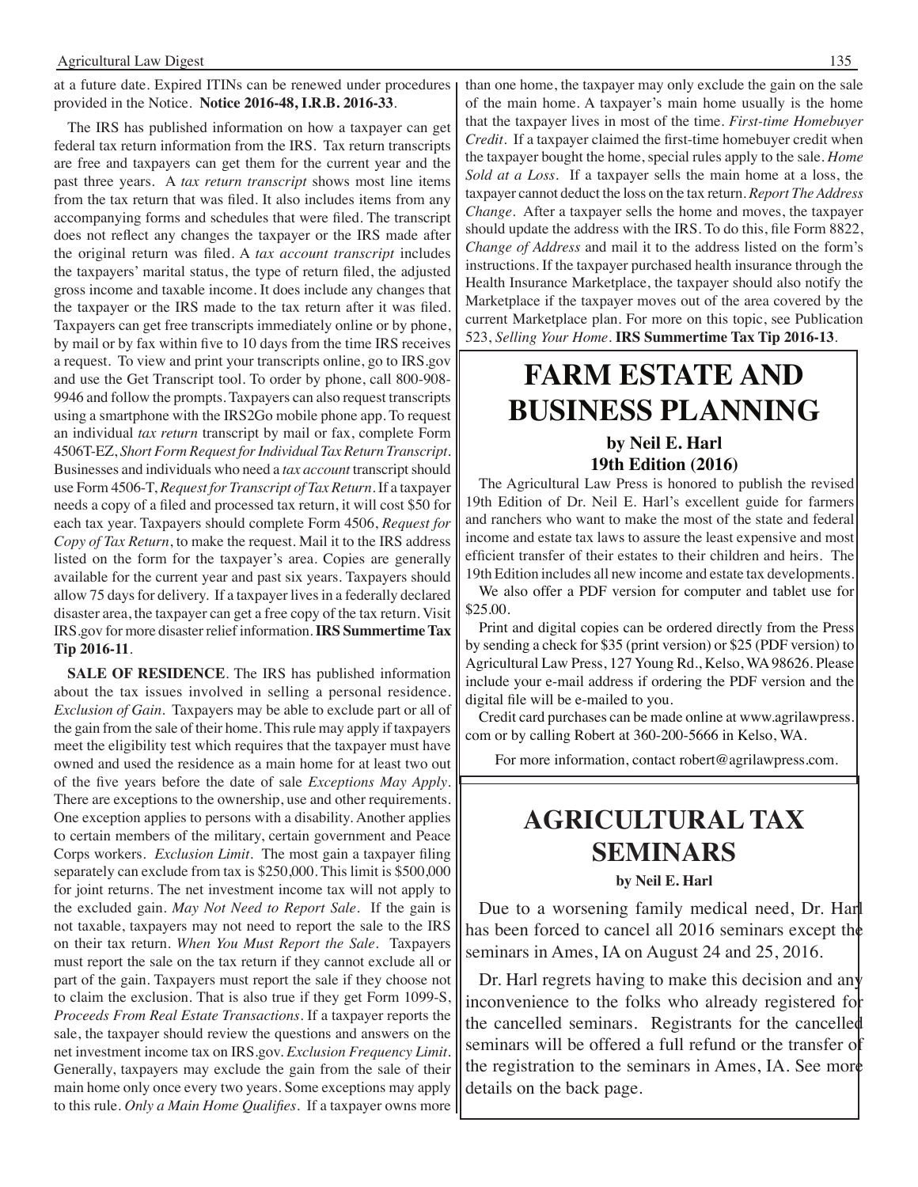at a future date. Expired ITINs can be renewed under procedures provided in the Notice. **Notice 2016-48, I.R.B. 2016-33**.

The IRS has published information on how a taxpayer can get federal tax return information from the IRS. Tax return transcripts are free and taxpayers can get them for the current year and the past three years. A *tax return transcript* shows most line items from the tax return that was filed. It also includes items from any accompanying forms and schedules that were filed. The transcript does not reflect any changes the taxpayer or the IRS made after the original return was filed. A *tax account transcript* includes the taxpayers' marital status, the type of return filed, the adjusted gross income and taxable income. It does include any changes that the taxpayer or the IRS made to the tax return after it was filed. Taxpayers can get free transcripts immediately online or by phone, by mail or by fax within five to 10 days from the time IRS receives a request. To view and print your transcripts online, go to IRS.gov and use the Get Transcript tool. To order by phone, call 800-908-9946 and follow the prompts. Taxpayers can also request transcripts using a smartphone with the IRS2Go mobile phone app. To request an individual *tax return* transcript by mail or fax, complete Form 4506T-EZ, *Short Form Request for Individual Tax Return Transcript*. Businesses and individuals who need a *tax account* transcript should use Form 4506-T, *Request for Transcript of Tax Return*. If a taxpayer needs a copy of a filed and processed tax return, it will cost $50 for each tax year. Taxpayers should complete Form 4506, *Request for Copy of Tax Return*, to make the request. Mail it to the IRS address listed on the form for the taxpayer's area. Copies are generally available for the current year and past six years. Taxpayers should allow 75 days for delivery. If a taxpayer lives in a federally declared disaster area, the taxpayer can get a free copy of the tax return. Visit IRS.gov for more disaster relief information. **IRS Summertime Tax Tip 2016-11**.

**SALE OF RESIDENCE**. The IRS has published information about the tax issues involved in selling a personal residence. *Exclusion of Gain*. Taxpayers may be able to exclude part or all of the gain from the sale of their home. This rule may apply if taxpayers meet the eligibility test which requires that the taxpayer must have owned and used the residence as a main home for at least two out of the five years before the date of sale *Exceptions May Apply*. There are exceptions to the ownership, use and other requirements. One exception applies to persons with a disability. Another applies to certain members of the military, certain government and Peace Corps workers. *Exclusion Limit*. The most gain a taxpayer filing separately can exclude from tax is $250,000. This limit is $500,000 for joint returns. The net investment income tax will not apply to the excluded gain. *May Not Need to Report Sale*. If the gain is not taxable, taxpayers may not need to report the sale to the IRS on their tax return. *When You Must Report the Sale*. Taxpayers must report the sale on the tax return if they cannot exclude all or part of the gain. Taxpayers must report the sale if they choose not to claim the exclusion. That is also true if they get Form 1099-S, *Proceeds From Real Estate Transactions*. If a taxpayer reports the sale, the taxpayer should review the questions and answers on the net investment income tax on IRS.gov. *Exclusion Frequency Limit*. Generally, taxpayers may exclude the gain from the sale of their main home only once every two years. Some exceptions may apply to this rule. *Only a Main Home Qualifies*. If a taxpayer owns more than one home, the taxpayer may only exclude the gain on the sale of the main home. A taxpayer's main home usually is the home that the taxpayer lives in most of the time. *First-time Homebuyer Credit*. If a taxpayer claimed the first-time homebuyer credit when the taxpayer bought the home, special rules apply to the sale. *Home Sold at a Loss*. If a taxpayer sells the main home at a loss, the taxpayer cannot deduct the loss on the tax return. *Report The Address Change*. After a taxpayer sells the home and moves, the taxpayer should update the address with the IRS. To do this, file Form 8822, *Change of Address* and mail it to the address listed on the form's instructions. If the taxpayer purchased health insurance through the Health Insurance Marketplace, the taxpayer should also notify the Marketplace if the taxpayer moves out of the area covered by the current Marketplace plan. For more on this topic, see Publication 523, *Selling Your Home*. **IRS Summertime Tax Tip 2016-13**.

# FARM ESTATE AND BUSINESS PLANNING

**by Neil E. Harl**
**19th Edition (2016)**

The Agricultural Law Press is honored to publish the revised 19th Edition of Dr. Neil E. Harl's excellent guide for farmers and ranchers who want to make the most of the state and federal income and estate tax laws to assure the least expensive and most efficient transfer of their estates to their children and heirs. The 19th Edition includes all new income and estate tax developments.

We also offer a PDF version for computer and tablet use for $25.00.

Print and digital copies can be ordered directly from the Press by sending a check for $35 (print version) or $25 (PDF version) to Agricultural Law Press, 127 Young Rd., Kelso, WA 98626. Please include your e-mail address if ordering the PDF version and the digital file will be e-mailed to you.

Credit card purchases can be made online at www.agrilawpress.com or by calling Robert at 360-200-5666 in Kelso, WA.

For more information, contact robert@agrilawpress.com.

# AGRICULTURAL TAX SEMINARS

**by Neil E. Harl**

Due to a worsening family medical need, Dr. Harl has been forced to cancel all 2016 seminars except the seminars in Ames, IA on August 24 and 25, 2016.

Dr. Harl regrets having to make this decision and any inconvenience to the folks who already registered for the cancelled seminars. Registrants for the cancelled seminars will be offered a full refund or the transfer of the registration to the seminars in Ames, IA. See more details on the back page.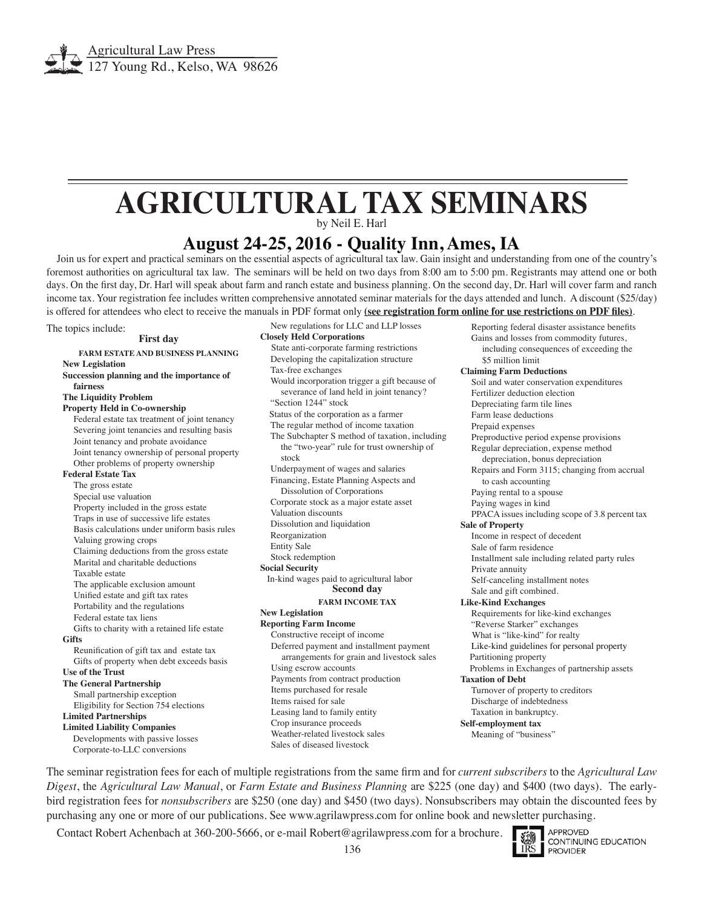Agricultural Law Press
127 Young Rd., Kelso, WA 98626

# AGRICULTURAL TAX SEMINARS

by Neil E. Harl

## August 24-25, 2016 - Quality Inn, Ames, IA

Join us for expert and practical seminars on the essential aspects of agricultural tax law. Gain insight and understanding from one of the country's foremost authorities on agricultural tax law. The seminars will be held on two days from 8:00 am to 5:00 pm. Registrants may attend one or both days. On the first day, Dr. Harl will speak about farm and ranch estate and business planning. On the second day, Dr. Harl will cover farm and ranch income tax. Your registration fee includes written comprehensive annotated seminar materials for the days attended and lunch. A discount ($25/day) is offered for attendees who elect to receive the manuals in PDF format only **(see registration form online for use restrictions on PDF files)**.

The topics include:

### First day

**FARM ESTATE AND BUSINESS PLANNING**

**New Legislation**

**Succession planning and the importance of fairness**

**The Liquidity Problem**

**Property Held in Co-ownership**
- Federal estate tax treatment of joint tenancy
- Severing joint tenancies and resulting basis
- Joint tenancy and probate avoidance
- Joint tenancy ownership of personal property
- Other problems of property ownership

**Federal Estate Tax**
- The gross estate
- Special use valuation
- Property included in the gross estate
- Traps in use of successive life estates
- Basis calculations under uniform basis rules
- Valuing growing crops
- Claiming deductions from the gross estate
- Marital and charitable deductions
- Taxable estate
- The applicable exclusion amount
- Unified estate and gift tax rates
- Portability and the regulations
- Federal estate tax liens
- Gifts to charity with a retained life estate

**Gifts**
- Reunification of gift tax and estate tax
- Gifts of property when debt exceeds basis

**Use of the Trust**

**The General Partnership**
- Small partnership exception
- Eligibility for Section 754 elections

**Limited Partnerships**

**Limited Liability Companies**
- Developments with passive losses
- Corporate-to-LLC conversions
- New regulations for LLC and LLP losses

**Closely Held Corporations**
- State anti-corporate farming restrictions
- Developing the capitalization structure
- Tax-free exchanges
- Would incorporation trigger a gift because of severance of land held in joint tenancy?
- "Section 1244" stock
- Status of the corporation as a farmer
- The regular method of income taxation
- The Subchapter S method of taxation, including the "two-year" rule for trust ownership of stock
- Underpayment of wages and salaries
- Financing, Estate Planning Aspects and Dissolution of Corporations
- Corporate stock as a major estate asset
- Valuation discounts
- Dissolution and liquidation
- Reorganization
- Entity Sale
- Stock redemption

**Social Security**
- In-kind wages paid to agricultural labor

### Second day

**FARM INCOME TAX**

**New Legislation**

**Reporting Farm Income**
- Constructive receipt of income
- Deferred payment and installment payment arrangements for grain and livestock sales
- Using escrow accounts
- Payments from contract production
- Items purchased for resale
- Items raised for sale
- Leasing land to family entity
- Crop insurance proceeds
- Weather-related livestock sales
- Sales of diseased livestock
- Reporting federal disaster assistance benefits
- Gains and losses from commodity futures, including consequences of exceeding the $5 million limit

**Claiming Farm Deductions**
- Soil and water conservation expenditures
- Fertilizer deduction election
- Depreciating farm tile lines
- Farm lease deductions
- Prepaid expenses
- Preproductive period expense provisions
- Regular depreciation, expense method depreciation, bonus depreciation
- Repairs and Form 3115; changing from accrual to cash accounting
- Paying rental to a spouse
- Paying wages in kind
- PPACA issues including scope of 3.8 percent tax

**Sale of Property**
- Income in respect of decedent
- Sale of farm residence
- Installment sale including related party rules
- Private annuity
- Self-canceling installment notes
- Sale and gift combined.

**Like-Kind Exchanges**
- Requirements for like-kind exchanges
- "Reverse Starker" exchanges
- What is "like-kind" for realty
- Like-kind guidelines for personal property
- Partitioning property
- Problems in Exchanges of partnership assets

**Taxation of Debt**
- Turnover of property to creditors
- Discharge of indebtedness
- Taxation in bankruptcy.

**Self-employment tax**
- Meaning of "business"

The seminar registration fees for each of multiple registrations from the same firm and for *current subscribers* to the *Agricultural Law Digest*, the *Agricultural Law Manual*, or *Farm Estate and Business Planning* are $225 (one day) and $400 (two days). The early-bird registration fees for *nonsubscribers* are $250 (one day) and $450 (two days). Nonsubscribers may obtain the discounted fees by purchasing any one or more of our publications. See www.agrilawpress.com for online book and newsletter purchasing.

Contact Robert Achenbach at 360-200-5666, or e-mail Robert@agrilawpress.com for a brochure.

IRS APPROVED CONTINUING EDUCATION PROVIDER